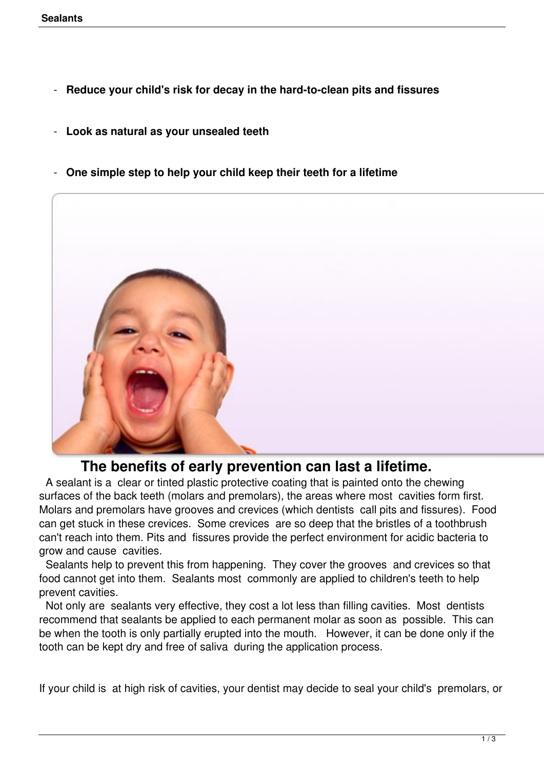- **Reduce your child's risk for decay in the hard-to-clean pits and fissures**

- **Look as natural as your unsealed teeth**

- **One simple step to help your child keep their teeth for a lifetime**

## The benefits of early prevention can last a lifetime.

A sealant is a clear or tinted plastic protective coating that is painted onto the chewing surfaces of the back teeth (molars and premolars), the areas where most cavities form first. Molars and premolars have grooves and crevices (which dentists call pits and fissures). Food can get stuck in these crevices. Some crevices are so deep that the bristles of a toothbrush can't reach into them. Pits and fissures provide the perfect environment for acidic bacteria to grow and cause cavities.

Sealants help to prevent this from happening. They cover the grooves and crevices so that food cannot get into them. Sealants most commonly are applied to children's teeth to help prevent cavities.

Not only are sealants very effective, they cost a lot less than filling cavities. Most dentists recommend that sealants be applied to each permanent molar as soon as possible. This can be when the tooth is only partially erupted into the mouth. However, it can be done only if the tooth can be kept dry and free of saliva during the application process.

If your child is at high risk of cavities, your dentist may decide to seal your child's premolars, or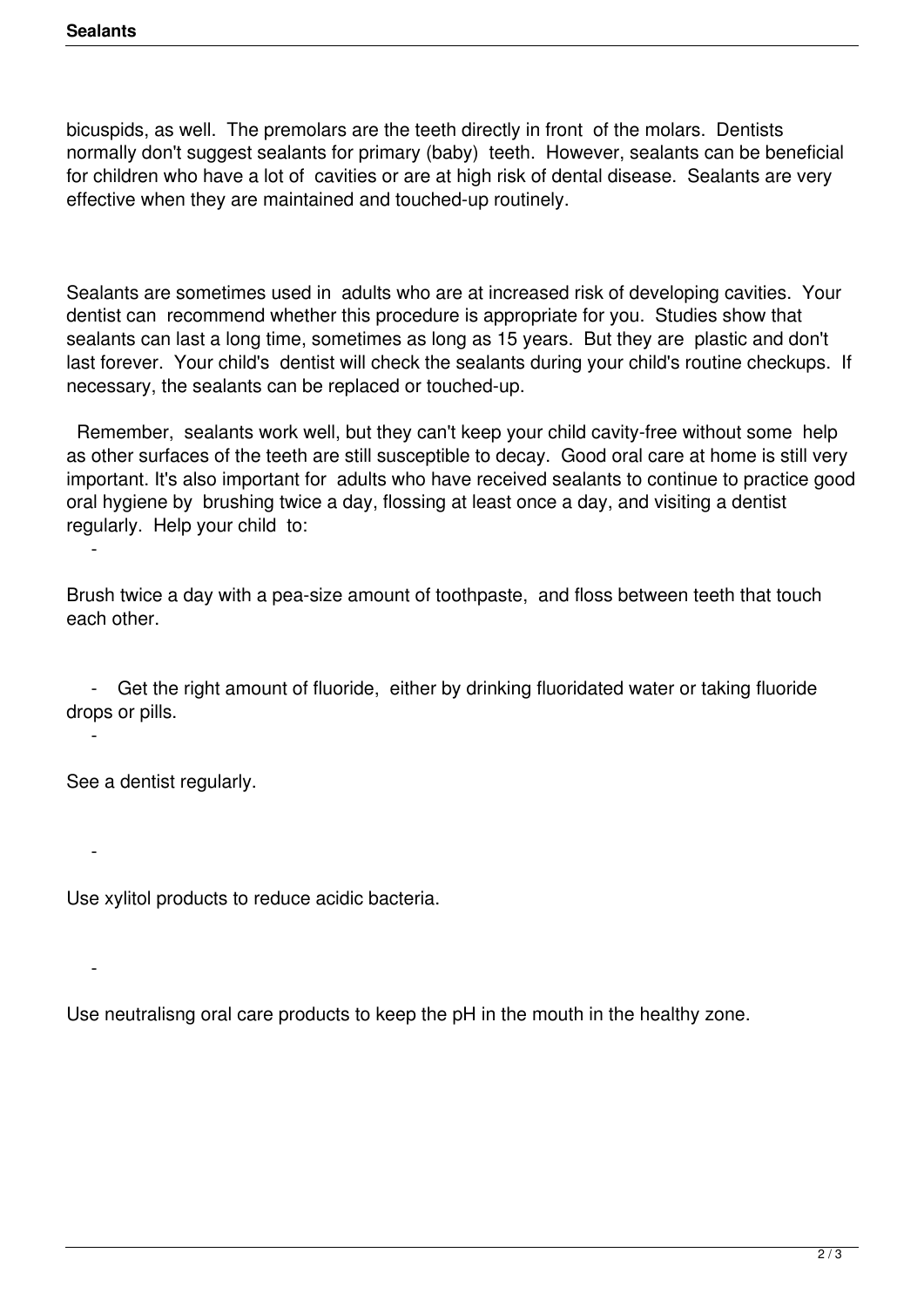bicuspids, as well. The premolars are the teeth directly in front of the molars. Dentists normally don't suggest sealants for primary (baby) teeth. However, sealants can be beneficial for children who have a lot of cavities or are at high risk of dental disease. Sealants are very effective when they are maintained and touched-up routinely.

Sealants are sometimes used in adults who are at increased risk of developing cavities. Your dentist can recommend whether this procedure is appropriate for you. Studies show that sealants can last a long time, sometimes as long as 15 years. But they are plastic and don't last forever. Your child's dentist will check the sealants during your child's routine checkups. If necessary, the sealants can be replaced or touched-up.

Remember, sealants work well, but they can't keep your child cavity-free without some help as other surfaces of the teeth are still susceptible to decay. Good oral care at home is still very important. It's also important for adults who have received sealants to continue to practice good oral hygiene by brushing twice a day, flossing at least once a day, and visiting a dentist regularly. Help your child to:

- Brush twice a day with a pea-size amount of toothpaste, and floss between teeth that touch each other.
- Get the right amount of fluoride, either by drinking fluoridated water or taking fluoride drops or pills.
- See a dentist regularly.
- Use xylitol products to reduce acidic bacteria.
- Use neutralisng oral care products to keep the pH in the mouth in the healthy zone.